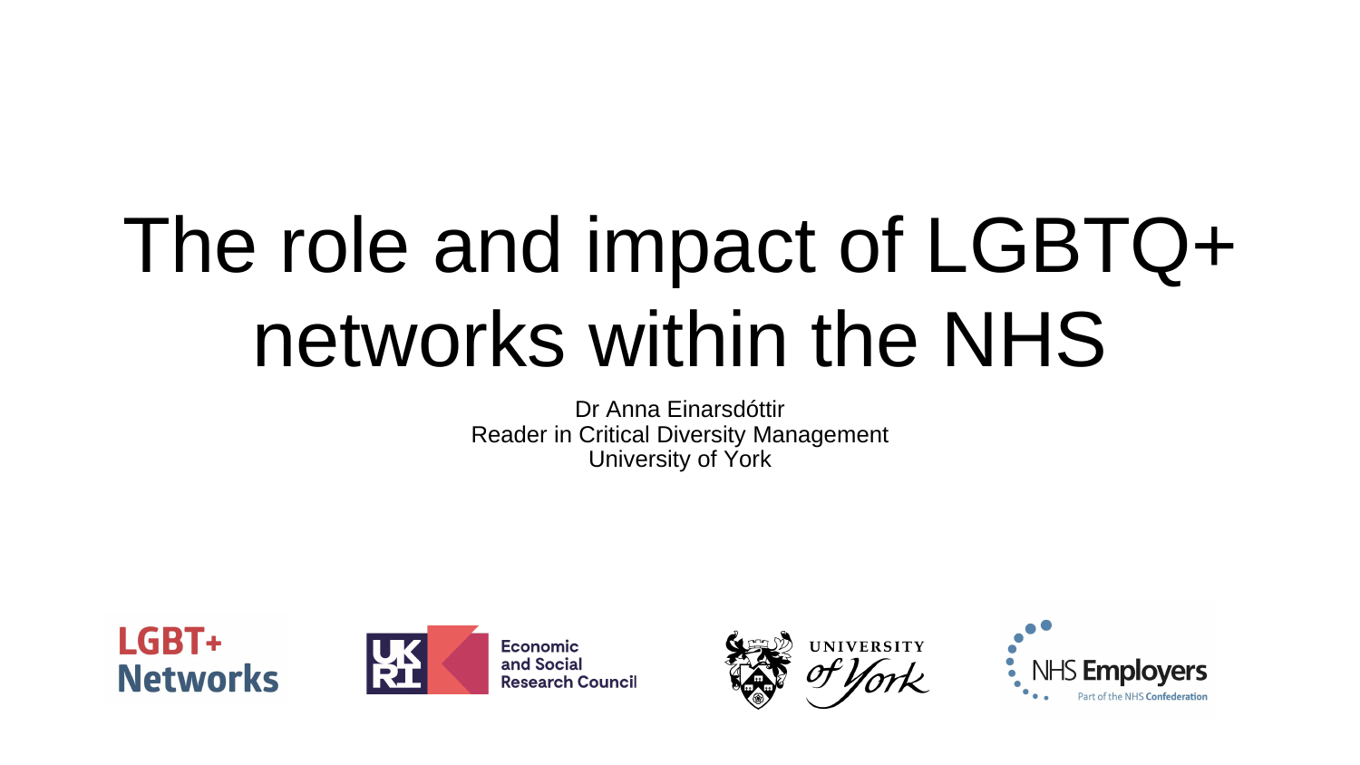# The role and impact of LGBTQ+ networks within the NHS

Dr Anna Einarsdóttir
Reader in Critical Diversity Management
University of York

LGBT+ Networks

UKRI Economic and Social Research Council

UNIVERSITY of York

NHS Employers
Part of the NHS Confederation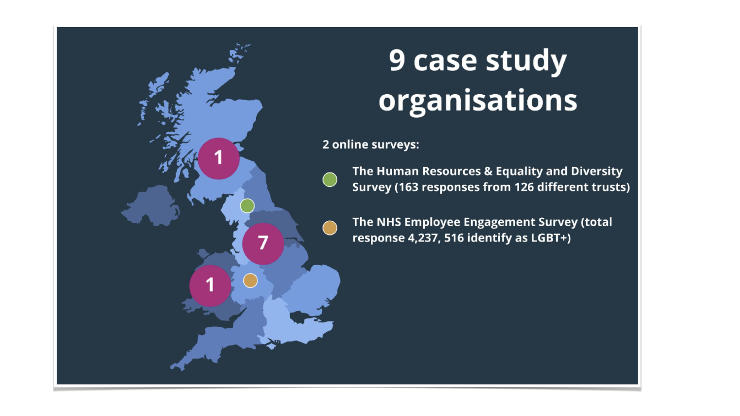# 9 case study organisations

**2 online surveys:**

- **The Human Resources & Equality and Diversity Survey (163 responses from 126 different trusts)**
- **The NHS Employee Engagement Survey (total response 4,237, 516 identify as LGBT+)**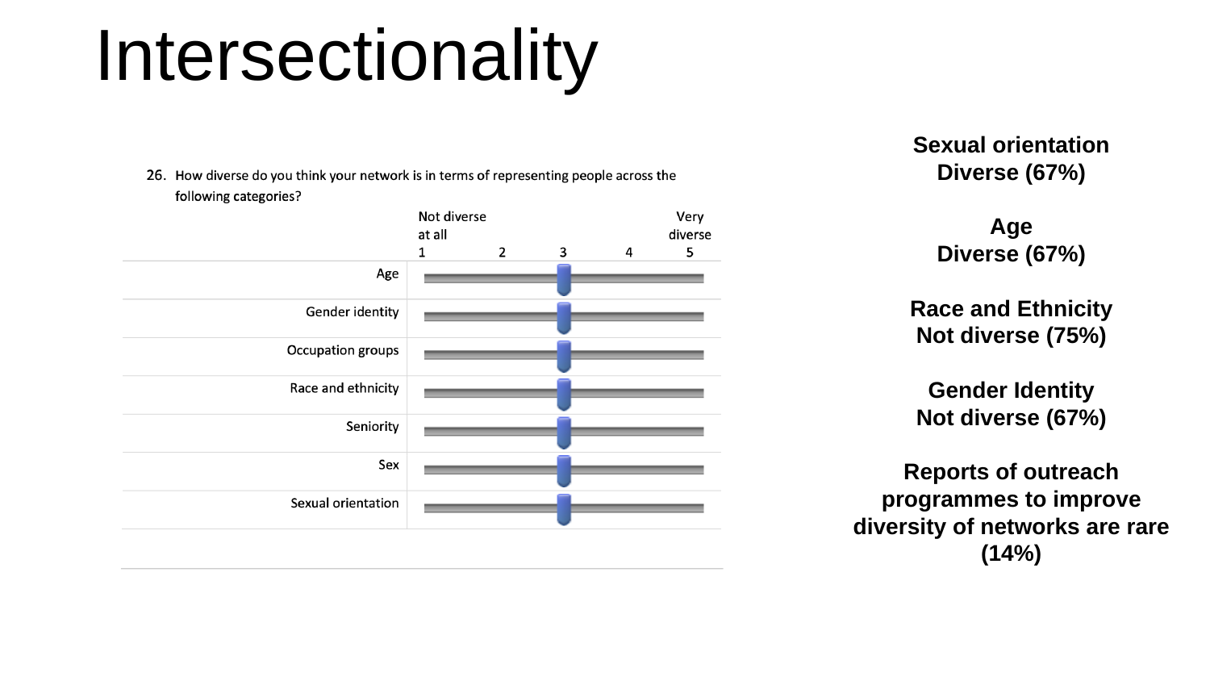# Intersectionality

26. How diverse do you think your network is in terms of representing people across the following categories?

| | Not diverse at all 1 | 2 | 3 | 4 | Very diverse 5 |
|---|---|---|---|---|---|
| Age | | | | | |
| Gender identity | | | | | |
| Occupation groups | | | | | |
| Race and ethnicity | | | | | |
| Seniority | | | | | |
| Sex | | | | | |
| Sexual orientation | | | | | |

**Sexual orientation**
**Diverse (67%)**

**Age**
**Diverse (67%)**

**Race and Ethnicity**
**Not diverse (75%)**

**Gender Identity**
**Not diverse (67%)**

**Reports of outreach programmes to improve diversity of networks are rare (14%)**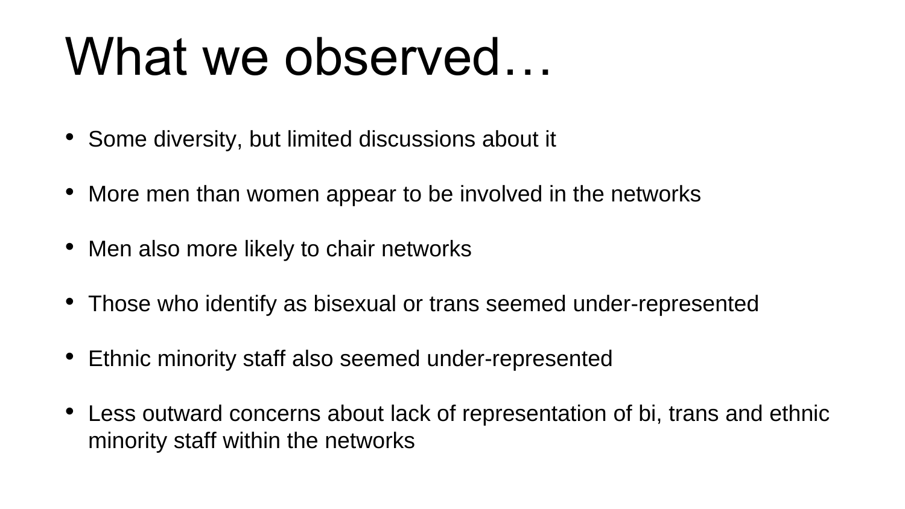# What we observed…

- Some diversity, but limited discussions about it
- More men than women appear to be involved in the networks
- Men also more likely to chair networks
- Those who identify as bisexual or trans seemed under-represented
- Ethnic minority staff also seemed under-represented
- Less outward concerns about lack of representation of bi, trans and ethnic minority staff within the networks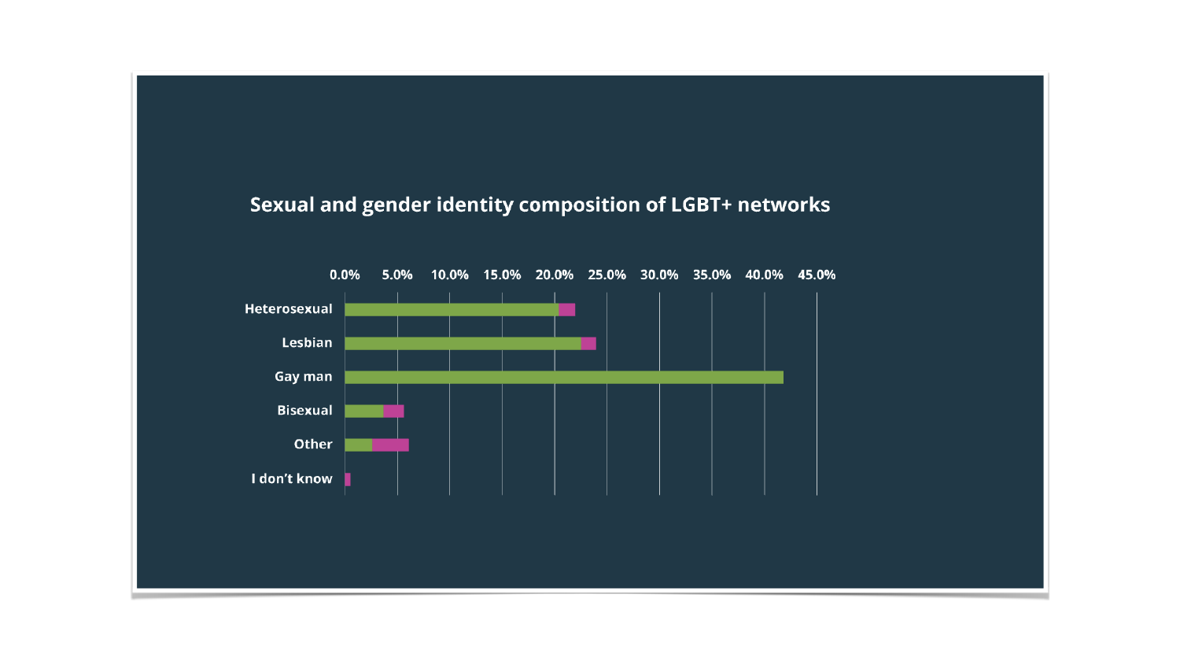## Sexual and gender identity composition of LGBT+ networks

0.0% 5.0% 10.0% 15.0% 20.0% 25.0% 30.0% 35.0% 40.0% 45.0%

Heterosexual

Lesbian

Gay man

Bisexual

Other

I don't know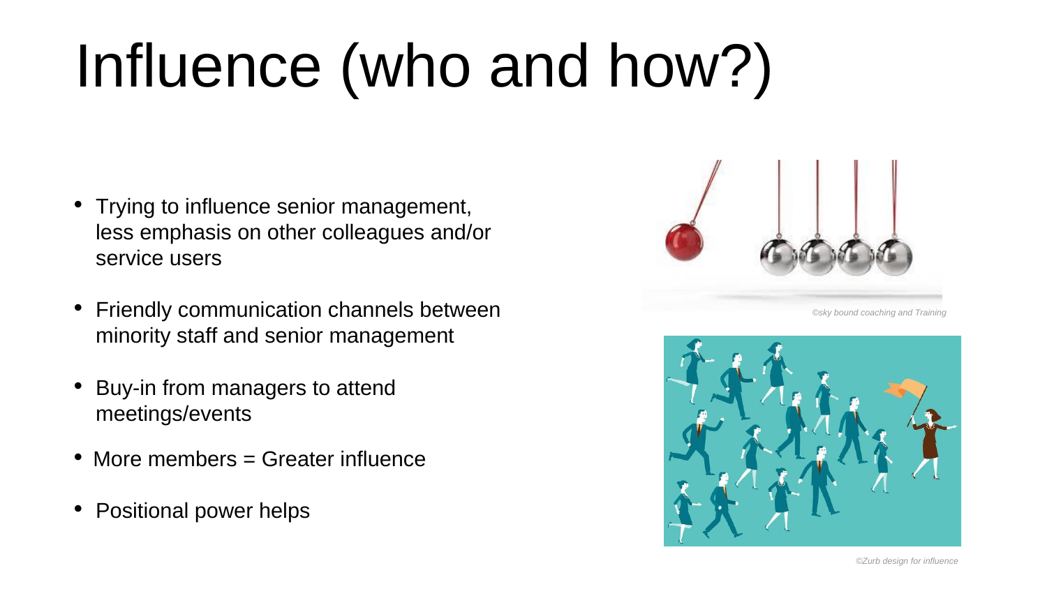# Influence (who and how?)

- Trying to influence senior management, less emphasis on other colleagues and/or service users
- Friendly communication channels between minority staff and senior management
- Buy-in from managers to attend meetings/events
- More members = Greater influence
- Positional power helps

*©sky bound coaching and Training*

*©Zurb design for influence*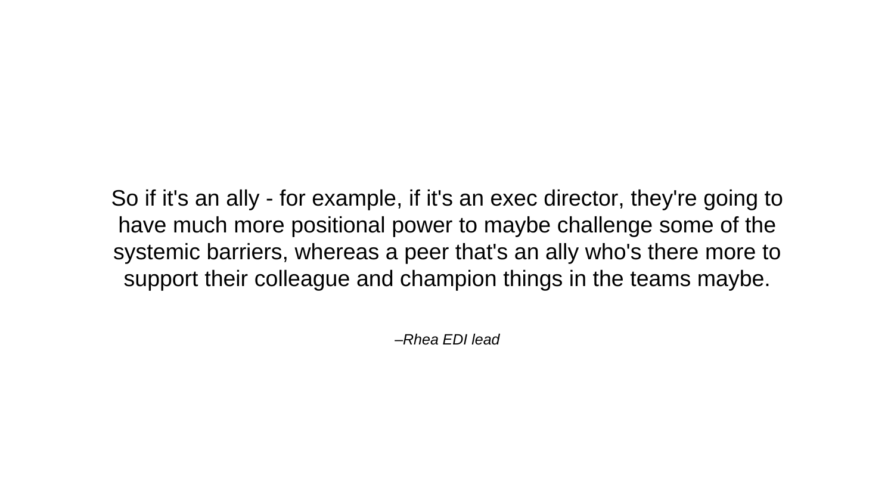So if it's an ally - for example, if it's an exec director, they're going to have much more positional power to maybe challenge some of the systemic barriers, whereas a peer that's an ally who's there more to support their colleague and champion things in the teams maybe.

*–Rhea EDI lead*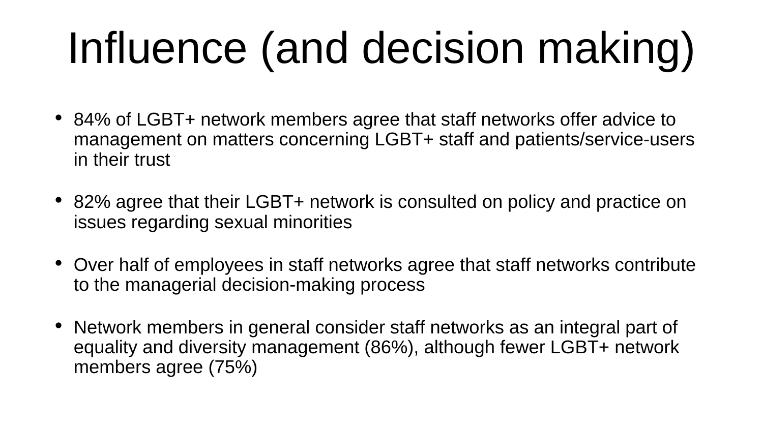# Influence (and decision making)

- 84% of LGBT+ network members agree that staff networks offer advice to management on matters concerning LGBT+ staff and patients/service-users in their trust

- 82% agree that their LGBT+ network is consulted on policy and practice on issues regarding sexual minorities

- Over half of employees in staff networks agree that staff networks contribute to the managerial decision-making process

- Network members in general consider staff networks as an integral part of equality and diversity management (86%), although fewer LGBT+ network members agree (75%)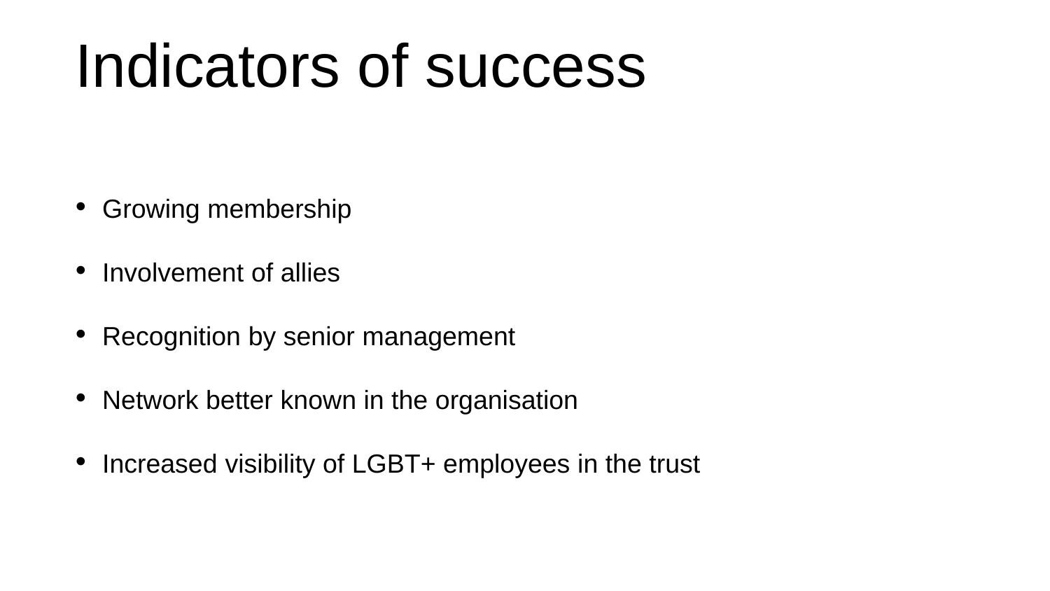# Indicators of success

- Growing membership
- Involvement of allies
- Recognition by senior management
- Network better known in the organisation
- Increased visibility of LGBT+ employees in the trust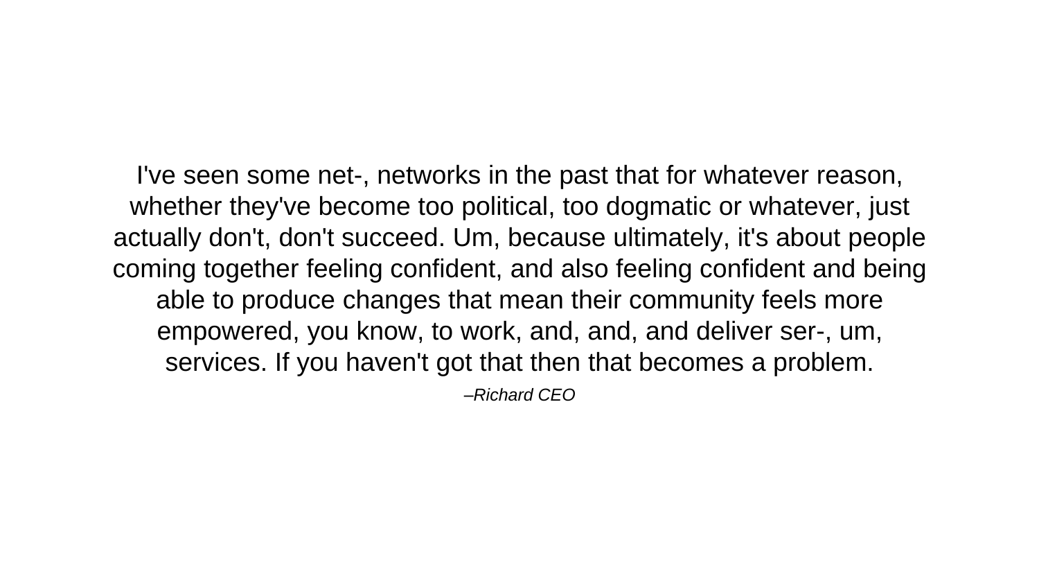I've seen some net-, networks in the past that for whatever reason, whether they've become too political, too dogmatic or whatever, just actually don't, don't succeed. Um, because ultimately, it's about people coming together feeling confident, and also feeling confident and being able to produce changes that mean their community feels more empowered, you know, to work, and, and, and deliver ser-, um, services. If you haven't got that then that becomes a problem.

*–Richard CEO*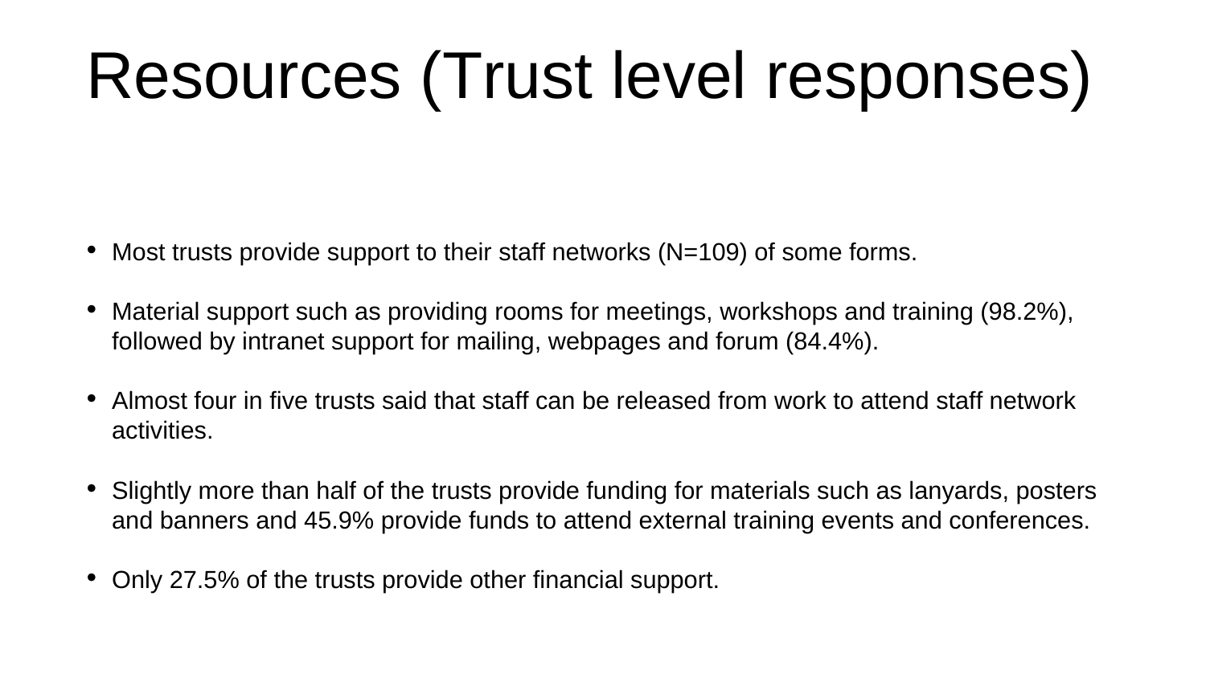# Resources (Trust level responses)

- Most trusts provide support to their staff networks (N=109) of some forms.
- Material support such as providing rooms for meetings, workshops and training (98.2%), followed by intranet support for mailing, webpages and forum (84.4%).
- Almost four in five trusts said that staff can be released from work to attend staff network activities.
- Slightly more than half of the trusts provide funding for materials such as lanyards, posters and banners and 45.9% provide funds to attend external training events and conferences.
- Only 27.5% of the trusts provide other financial support.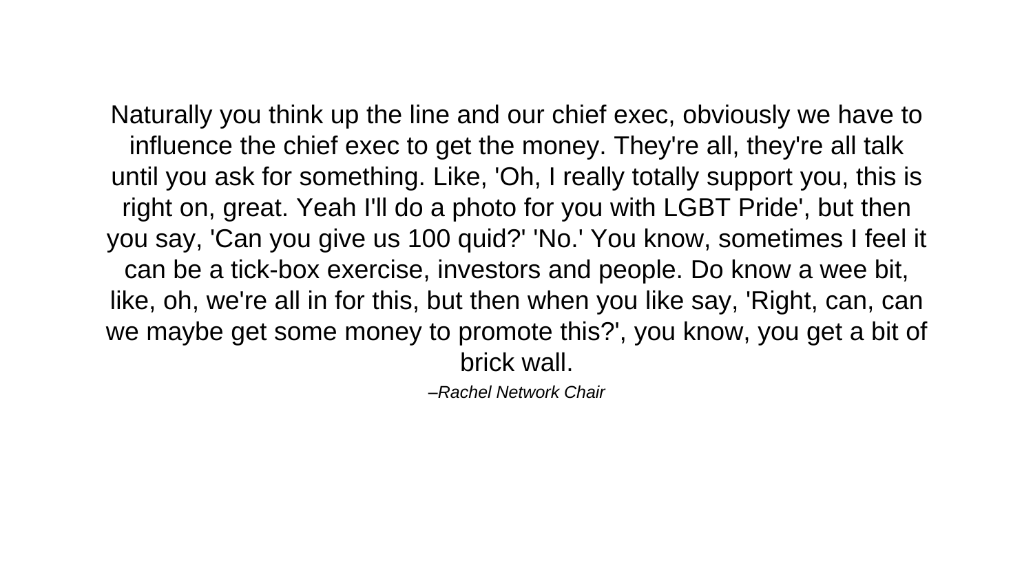Naturally you think up the line and our chief exec, obviously we have to influence the chief exec to get the money. They're all, they're all talk until you ask for something. Like, 'Oh, I really totally support you, this is right on, great. Yeah I'll do a photo for you with LGBT Pride', but then you say, 'Can you give us 100 quid?' 'No.' You know, sometimes I feel it can be a tick-box exercise, investors and people. Do know a wee bit, like, oh, we're all in for this, but then when you like say, 'Right, can, can we maybe get some money to promote this?', you know, you get a bit of brick wall.

*–Rachel Network Chair*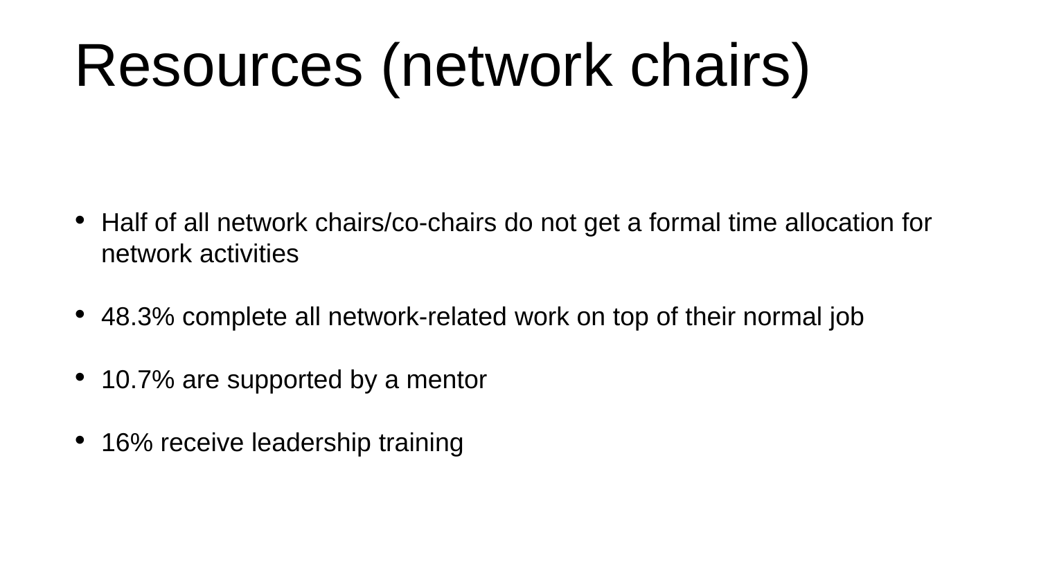# Resources (network chairs)

- Half of all network chairs/co-chairs do not get a formal time allocation for network activities
- 48.3% complete all network-related work on top of their normal job
- 10.7% are supported by a mentor
- 16% receive leadership training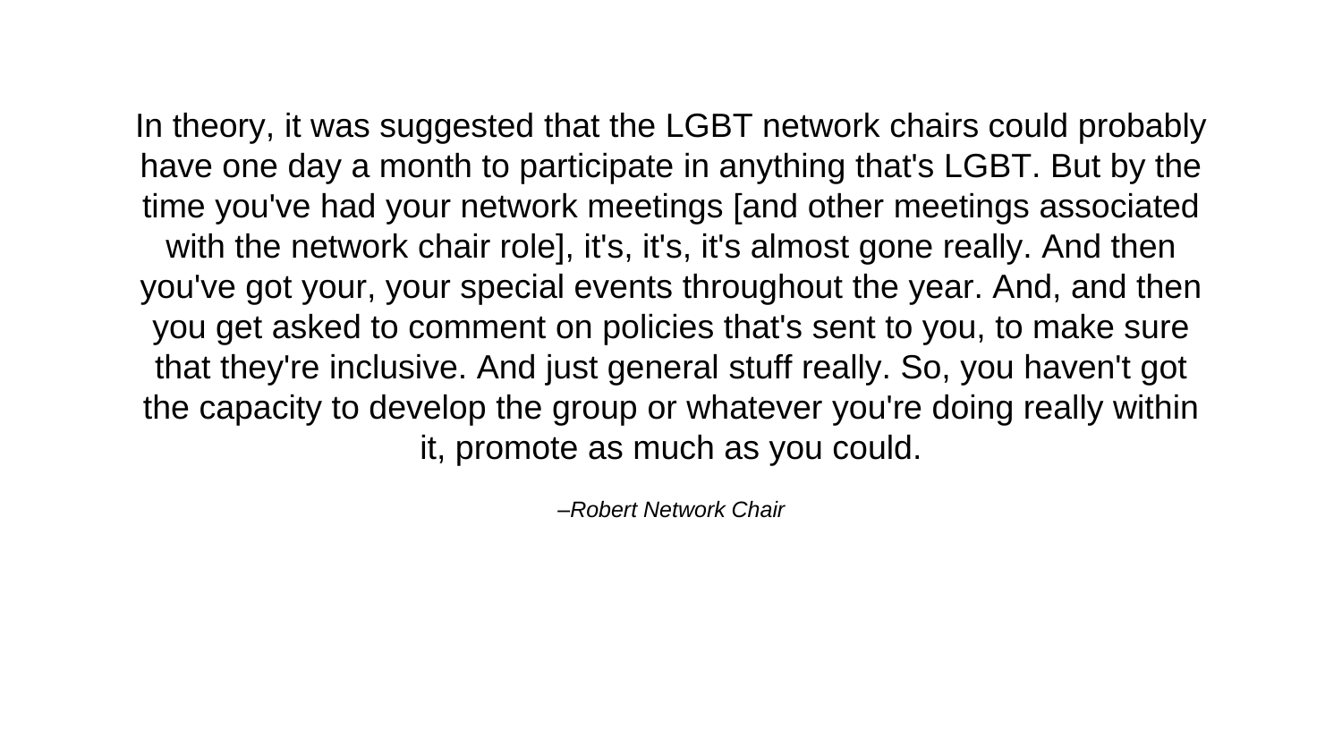In theory, it was suggested that the LGBT network chairs could probably have one day a month to participate in anything that's LGBT. But by the time you've had your network meetings [and other meetings associated with the network chair role], it's, it's, it's almost gone really. And then you've got your, your special events throughout the year. And, and then you get asked to comment on policies that's sent to you, to make sure that they're inclusive. And just general stuff really. So, you haven't got the capacity to develop the group or whatever you're doing really within it, promote as much as you could.

*–Robert Network Chair*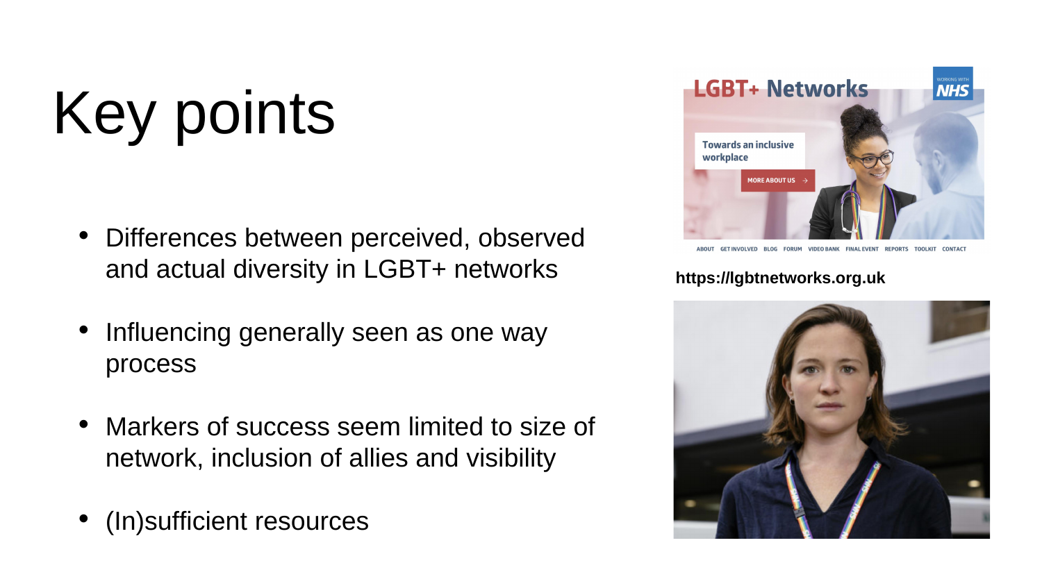# Key points

- Differences between perceived, observed and actual diversity in LGBT+ networks
- Influencing generally seen as one way process
- Markers of success seem limited to size of network, inclusion of allies and visibility
- (In)sufficient resources

**https://lgbtnetworks.org.uk**